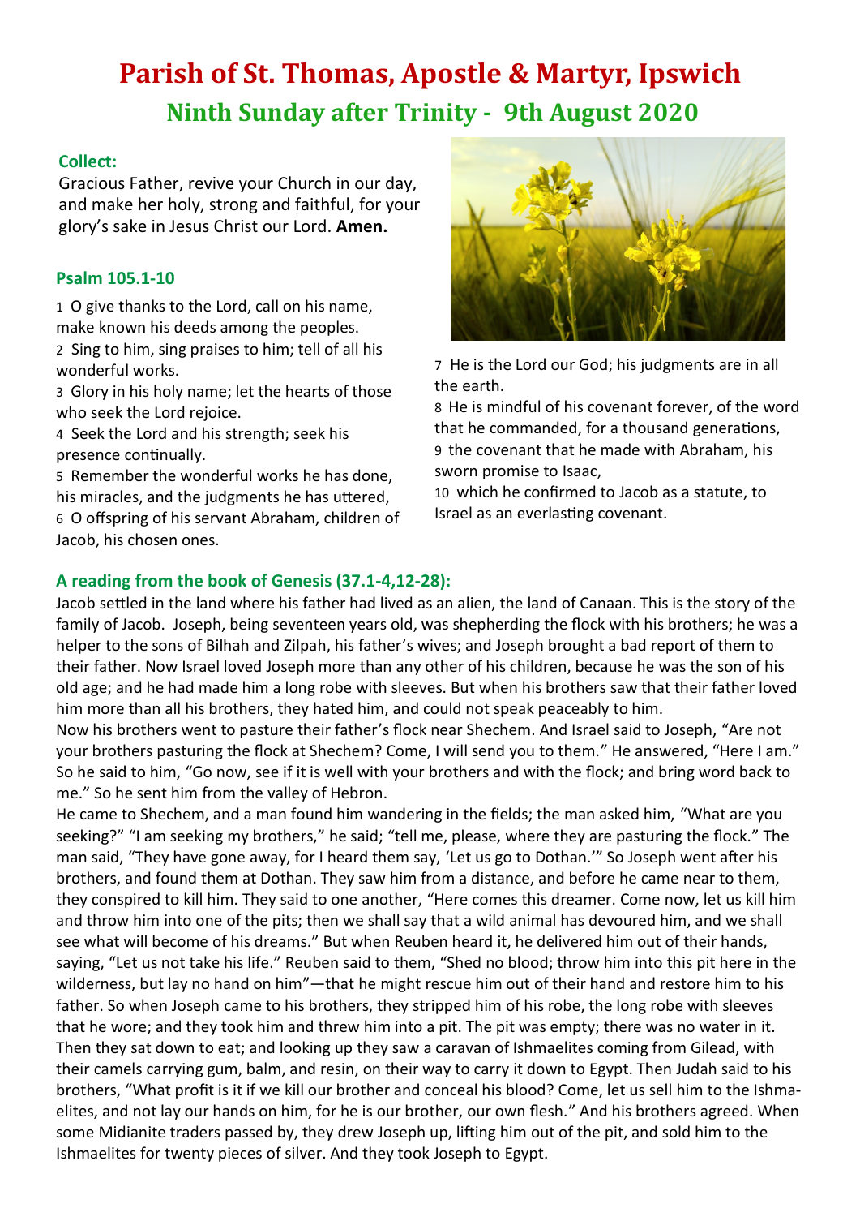# Parish of St. Thomas, Apostle & Martyr, Ipswich

## Ninth Sunday after Trinity - 9th August 2020

### Collect:

Gracious Father, revive your Church in our day, and make her holy, strong and faithful, for your glory's sake in Jesus Christ our Lord. **Amen.**

### Psalm 105.1-10

1 O give thanks to the Lord, call on his name, make known his deeds among the peoples.
2 Sing to him, sing praises to him; tell of all his wonderful works.
3 Glory in his holy name; let the hearts of those who seek the Lord rejoice.
4 Seek the Lord and his strength; seek his presence continually.
5 Remember the wonderful works he has done, his miracles, and the judgments he has uttered,
6 O offspring of his servant Abraham, children of Jacob, his chosen ones.
7 He is the Lord our God; his judgments are in all the earth.
8 He is mindful of his covenant forever, of the word that he commanded, for a thousand generations,
9 the covenant that he made with Abraham, his sworn promise to Isaac,
10 which he confirmed to Jacob as a statute, to Israel as an everlasting covenant.

### A reading from the book of Genesis (37.1-4,12-28):

Jacob settled in the land where his father had lived as an alien, the land of Canaan. This is the story of the family of Jacob. Joseph, being seventeen years old, was shepherding the flock with his brothers; he was a helper to the sons of Bilhah and Zilpah, his father's wives; and Joseph brought a bad report of them to their father. Now Israel loved Joseph more than any other of his children, because he was the son of his old age; and he had made him a long robe with sleeves. But when his brothers saw that their father loved him more than all his brothers, they hated him, and could not speak peaceably to him.

Now his brothers went to pasture their father's flock near Shechem. And Israel said to Joseph, "Are not your brothers pasturing the flock at Shechem? Come, I will send you to them." He answered, "Here I am." So he said to him, "Go now, see if it is well with your brothers and with the flock; and bring word back to me." So he sent him from the valley of Hebron.

He came to Shechem, and a man found him wandering in the fields; the man asked him, "What are you seeking?" "I am seeking my brothers," he said; "tell me, please, where they are pasturing the flock." The man said, "They have gone away, for I heard them say, 'Let us go to Dothan.'" So Joseph went after his brothers, and found them at Dothan. They saw him from a distance, and before he came near to them, they conspired to kill him. They said to one another, "Here comes this dreamer. Come now, let us kill him and throw him into one of the pits; then we shall say that a wild animal has devoured him, and we shall see what will become of his dreams." But when Reuben heard it, he delivered him out of their hands, saying, "Let us not take his life." Reuben said to them, "Shed no blood; throw him into this pit here in the wilderness, but lay no hand on him"—that he might rescue him out of their hand and restore him to his father. So when Joseph came to his brothers, they stripped him of his robe, the long robe with sleeves that he wore; and they took him and threw him into a pit. The pit was empty; there was no water in it. Then they sat down to eat; and looking up they saw a caravan of Ishmaelites coming from Gilead, with their camels carrying gum, balm, and resin, on their way to carry it down to Egypt. Then Judah said to his brothers, "What profit is it if we kill our brother and conceal his blood? Come, let us sell him to the Ishmaelites, and not lay our hands on him, for he is our brother, our own flesh." And his brothers agreed. When some Midianite traders passed by, they drew Joseph up, lifting him out of the pit, and sold him to the Ishmaelites for twenty pieces of silver. And they took Joseph to Egypt.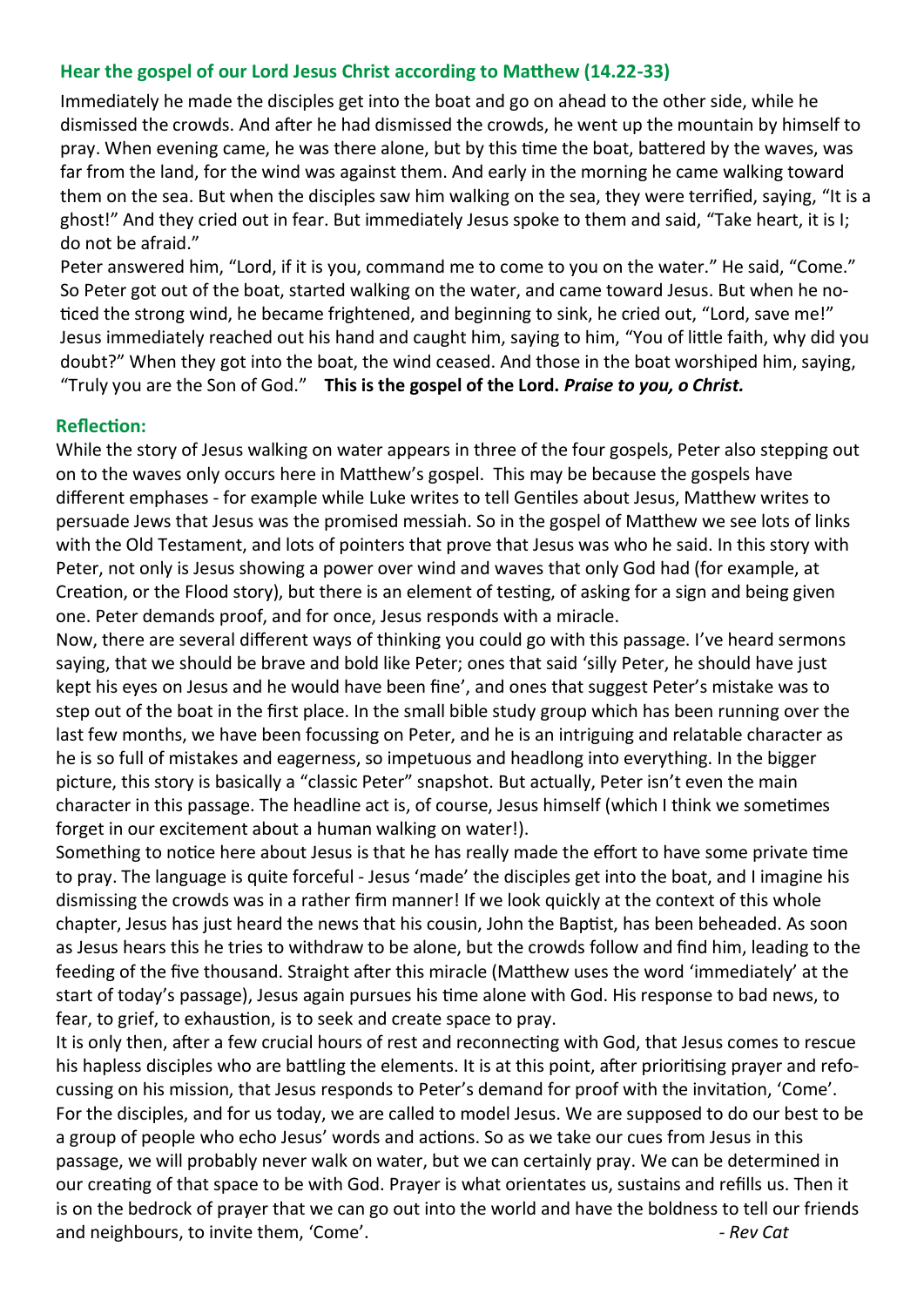### Hear the gospel of our Lord Jesus Christ according to Matthew (14.22-33)

Immediately he made the disciples get into the boat and go on ahead to the other side, while he dismissed the crowds. And after he had dismissed the crowds, he went up the mountain by himself to pray. When evening came, he was there alone, but by this time the boat, battered by the waves, was far from the land, for the wind was against them. And early in the morning he came walking toward them on the sea. But when the disciples saw him walking on the sea, they were terrified, saying, "It is a ghost!" And they cried out in fear. But immediately Jesus spoke to them and said, "Take heart, it is I; do not be afraid."

Peter answered him, "Lord, if it is you, command me to come to you on the water." He said, "Come." So Peter got out of the boat, started walking on the water, and came toward Jesus. But when he noticed the strong wind, he became frightened, and beginning to sink, he cried out, "Lord, save me!" Jesus immediately reached out his hand and caught him, saying to him, "You of little faith, why did you doubt?" When they got into the boat, the wind ceased. And those in the boat worshiped him, saying, "Truly you are the Son of God." **This is the gospel of the Lord.** ***Praise to you, o Christ.***

### Reflection:

While the story of Jesus walking on water appears in three of the four gospels, Peter also stepping out on to the waves only occurs here in Matthew's gospel. This may be because the gospels have different emphases - for example while Luke writes to tell Gentiles about Jesus, Matthew writes to persuade Jews that Jesus was the promised messiah. So in the gospel of Matthew we see lots of links with the Old Testament, and lots of pointers that prove that Jesus was who he said. In this story with Peter, not only is Jesus showing a power over wind and waves that only God had (for example, at Creation, or the Flood story), but there is an element of testing, of asking for a sign and being given one. Peter demands proof, and for once, Jesus responds with a miracle.

Now, there are several different ways of thinking you could go with this passage. I've heard sermons saying, that we should be brave and bold like Peter; ones that said 'silly Peter, he should have just kept his eyes on Jesus and he would have been fine', and ones that suggest Peter's mistake was to step out of the boat in the first place. In the small bible study group which has been running over the last few months, we have been focussing on Peter, and he is an intriguing and relatable character as he is so full of mistakes and eagerness, so impetuous and headlong into everything. In the bigger picture, this story is basically a "classic Peter" snapshot. But actually, Peter isn't even the main character in this passage. The headline act is, of course, Jesus himself (which I think we sometimes forget in our excitement about a human walking on water!).

Something to notice here about Jesus is that he has really made the effort to have some private time to pray. The language is quite forceful - Jesus 'made' the disciples get into the boat, and I imagine his dismissing the crowds was in a rather firm manner! If we look quickly at the context of this whole chapter, Jesus has just heard the news that his cousin, John the Baptist, has been beheaded. As soon as Jesus hears this he tries to withdraw to be alone, but the crowds follow and find him, leading to the feeding of the five thousand. Straight after this miracle (Matthew uses the word 'immediately' at the start of today's passage), Jesus again pursues his time alone with God. His response to bad news, to fear, to grief, to exhaustion, is to seek and create space to pray.

It is only then, after a few crucial hours of rest and reconnecting with God, that Jesus comes to rescue his hapless disciples who are battling the elements. It is at this point, after prioritising prayer and refocussing on his mission, that Jesus responds to Peter's demand for proof with the invitation, 'Come'. For the disciples, and for us today, we are called to model Jesus. We are supposed to do our best to be a group of people who echo Jesus' words and actions. So as we take our cues from Jesus in this passage, we will probably never walk on water, but we can certainly pray. We can be determined in our creating of that space to be with God. Prayer is what orientates us, sustains and refills us. Then it is on the bedrock of prayer that we can go out into the world and have the boldness to tell our friends and neighbours, to invite them, 'Come'.

*- Rev Cat*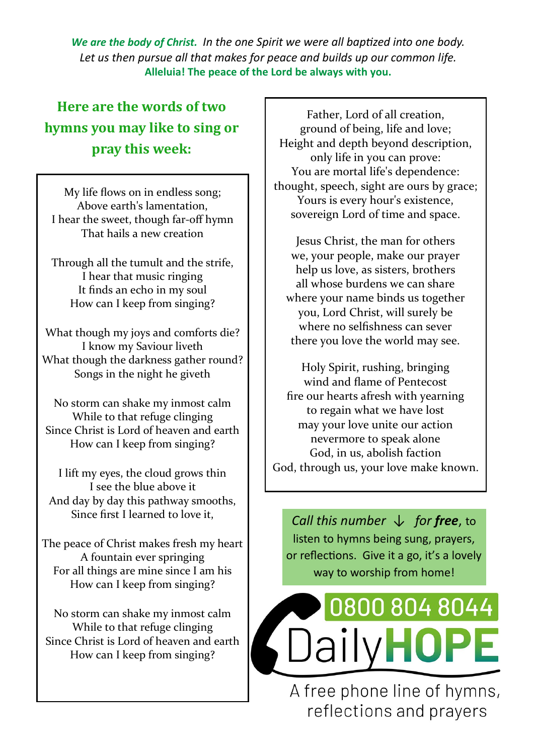***We are the body of Christ.*** *In the one Spirit we were all baptized into one body. Let us then pursue all that makes for peace and builds up our common life.*
**Alleluia! The peace of the Lord be always with you.**

## Here are the words of two hymns you may like to sing or pray this week:

My life flows on in endless song;
Above earth's lamentation,
I hear the sweet, though far-off hymn
That hails a new creation

Through all the tumult and the strife,
I hear that music ringing
It finds an echo in my soul
How can I keep from singing?

What though my joys and comforts die?
I know my Saviour liveth
What though the darkness gather round?
Songs in the night he giveth

No storm can shake my inmost calm
While to that refuge clinging
Since Christ is Lord of heaven and earth
How can I keep from singing?

I lift my eyes, the cloud grows thin
I see the blue above it
And day by day this pathway smooths,
Since first I learned to love it,

The peace of Christ makes fresh my heart
A fountain ever springing
For all things are mine since I am his
How can I keep from singing?

No storm can shake my inmost calm
While to that refuge clinging
Since Christ is Lord of heaven and earth
How can I keep from singing?

---

Father, Lord of all creation,
ground of being, life and love;
Height and depth beyond description,
only life in you can prove:
You are mortal life's dependence:
thought, speech, sight are ours by grace;
Yours is every hour's existence,
sovereign Lord of time and space.

Jesus Christ, the man for others
we, your people, make our prayer
help us love, as sisters, brothers
all whose burdens we can share
where your name binds us together
you, Lord Christ, will surely be
where no selfishness can sever
there you love the world may see.

Holy Spirit, rushing, bringing
wind and flame of Pentecost
fire our hearts afresh with yearning
to regain what we have lost
may your love unite our action
nevermore to speak alone
God, in us, abolish faction
God, through us, your love make known.

---

*Call this number ↓ for* ***free***, to listen to hymns being sung, prayers, or reflections. Give it a go, it's a lovely way to worship from home!

**0800 804 8044**

Daily**HOPE**

A free phone line of hymns, reflections and prayers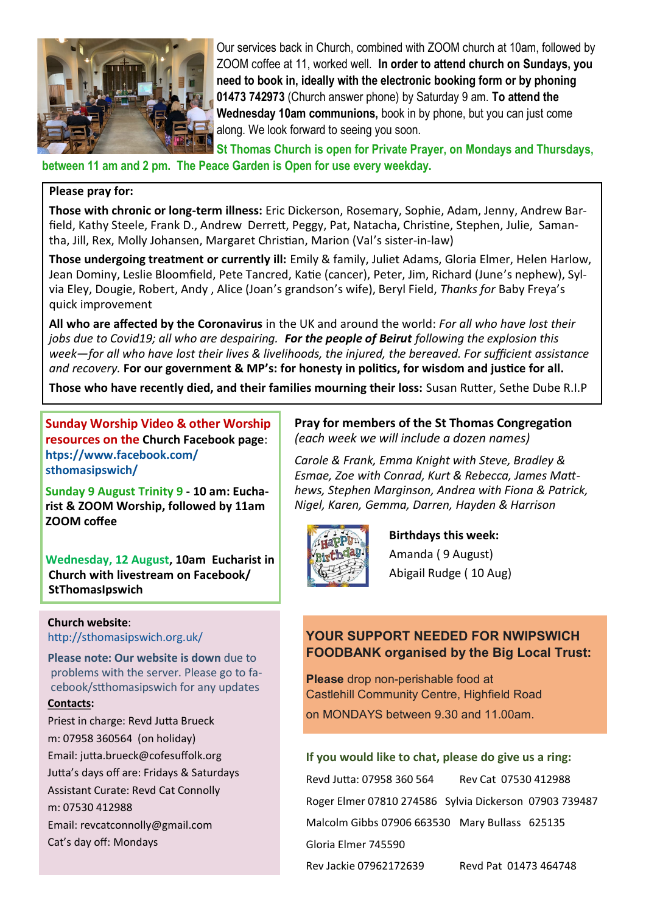Our services back in Church, combined with ZOOM church at 10am, followed by ZOOM coffee at 11, worked well. **In order to attend church on Sundays, you need to book in, ideally with the electronic booking form or by phoning 01473 742973** (Church answer phone) by Saturday 9 am. **To attend the Wednesday 10am communions,** book in by phone, but you can just come along. We look forward to seeing you soon.

**St Thomas Church is open for Private Prayer, on Mondays and Thursdays, between 11 am and 2 pm. The Peace Garden is Open for use every weekday.**

**Please pray for:**

**Those with chronic or long-term illness:** Eric Dickerson, Rosemary, Sophie, Adam, Jenny, Andrew Barfield, Kathy Steele, Frank D., Andrew Derrett, Peggy, Pat, Natacha, Christine, Stephen, Julie, Samantha, Jill, Rex, Molly Johansen, Margaret Christian, Marion (Val's sister-in-law)

**Those undergoing treatment or currently ill:** Emily & family, Juliet Adams, Gloria Elmer, Helen Harlow, Jean Dominy, Leslie Bloomfield, Pete Tancred, Katie (cancer), Peter, Jim, Richard (June's nephew), Sylvia Eley, Dougie, Robert, Andy , Alice (Joan's grandson's wife), Beryl Field, *Thanks for* Baby Freya's quick improvement

**All who are affected by the Coronavirus** in the UK and around the world: *For all who have lost their jobs due to Covid19; all who are despairing.* ***For the people of Beirut*** *following the explosion this week—for all who have lost their lives & livelihoods, the injured, the bereaved. For sufficient assistance and recovery.* **For our government & MP's: for honesty in politics, for wisdom and justice for all.**

**Those who have recently died, and their families mourning their loss:** Susan Rutter, Sethe Dube R.I.P

**Sunday Worship Video & other Worship resources on the Church Facebook page**: **htps://www.facebook.com/sthomasipswich/**

**Sunday 9 August Trinity 9 - 10 am: Eucharist & ZOOM Worship, followed by 11am ZOOM coffee**

**Wednesday, 12 August, 10am Eucharist in Church with livestream on Facebook/StThomasIpswich**

**Church website**: http://sthomasipswich.org.uk/

**Please note: Our website is down** due to problems with the server. Please go to facebook/stthomasipswich for any updates

**Contacts:**

Priest in charge: Revd Jutta Brueck
m: 07958 360564 (on holiday)
Email: jutta.brueck@cofesuffolk.org
Jutta's days off are: Fridays & Saturdays
Assistant Curate: Revd Cat Connolly
m: 07530 412988
Email: revcatconnolly@gmail.com
Cat's day off: Mondays

**Pray for members of the St Thomas Congregation**
*(each week we will include a dozen names)*

*Carole & Frank, Emma Knight with Steve, Bradley & Esmae, Zoe with Conrad, Kurt & Rebecca, James Matthews, Stephen Marginson, Andrea with Fiona & Patrick, Nigel, Karen, Gemma, Darren, Hayden & Harrison*

**Birthdays this week:**
Amanda ( 9 August)
Abigail Rudge ( 10 Aug)

**YOUR SUPPORT NEEDED FOR NWIPSWICH FOODBANK organised by the Big Local Trust:**

**Please** drop non-perishable food at Castlehill Community Centre, Highfield Road on MONDAYS between 9.30 and 11.00am.

**If you would like to chat, please do give us a ring:**

Revd Jutta: 07958 360 564 Rev Cat 07530 412988
Roger Elmer 07810 274586 Sylvia Dickerson 07903 739487
Malcolm Gibbs 07906 663530 Mary Bullass 625135
Gloria Elmer 745590
Rev Jackie 07962172639 Revd Pat 01473 464748